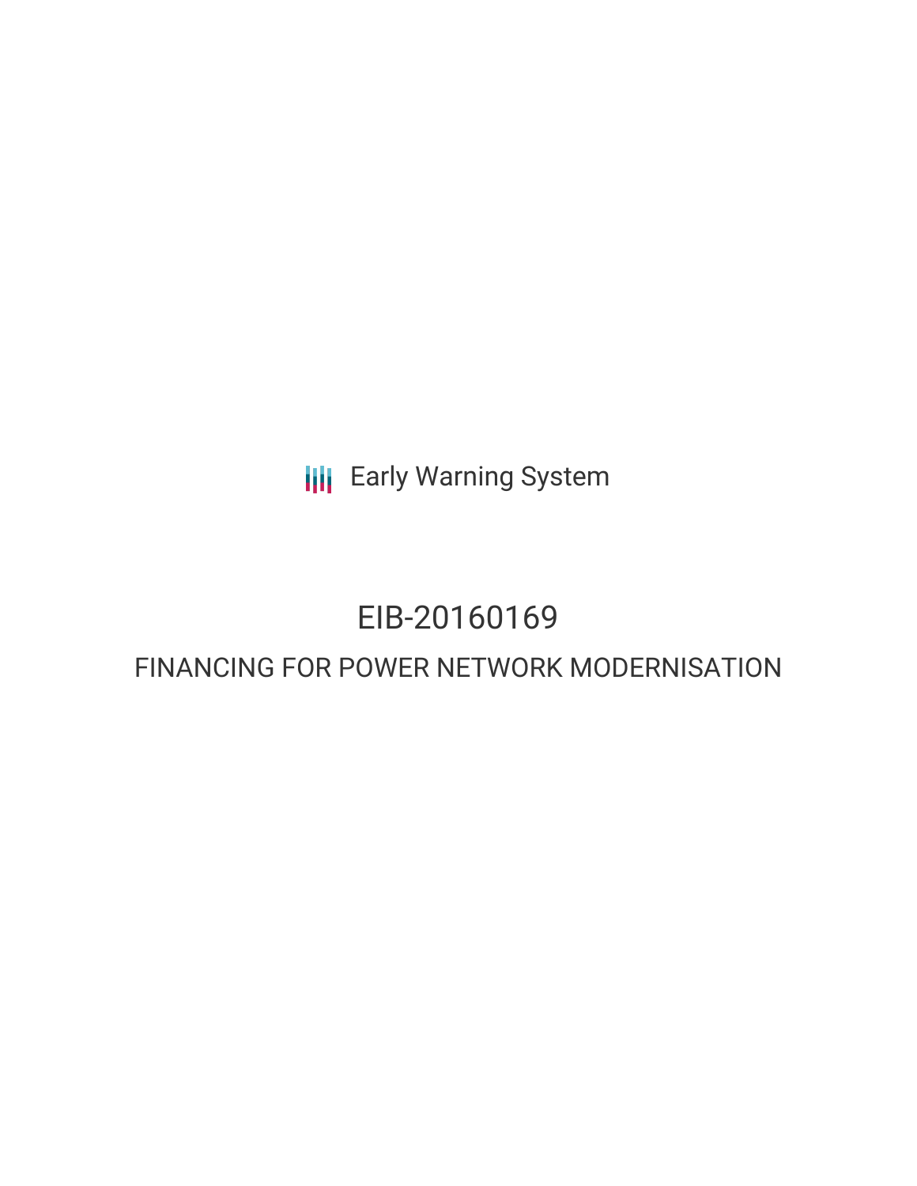Early Warning System

# EIB-20160169

## FINANCING FOR POWER NETWORK MODERNISATION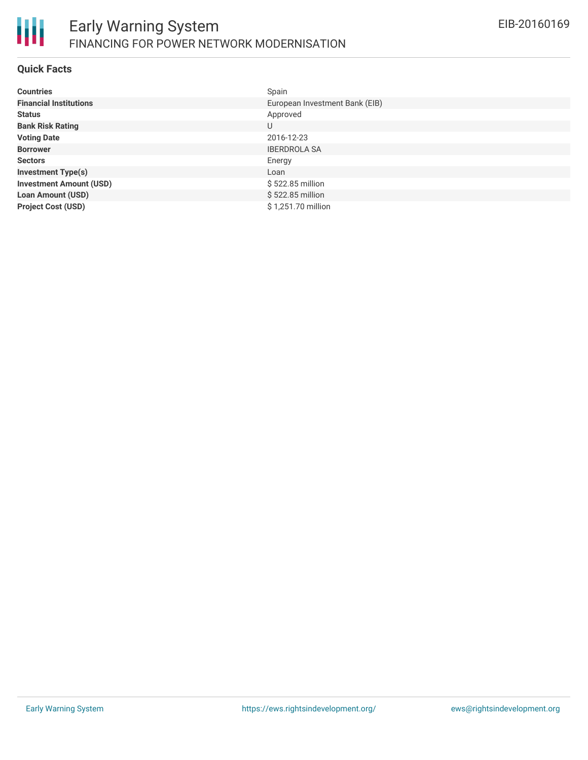# Early Warning System

## FINANCING FOR POWER NETWORK MODERNISATION

EIB-20160169

### Quick Facts

| | |
|---|---|
| **Countries** | Spain |
| **Financial Institutions** | European Investment Bank (EIB) |
| **Status** | Approved |
| **Bank Risk Rating** | U |
| **Voting Date** | 2016-12-23 |
| **Borrower** | IBERDROLA SA |
| **Sectors** | Energy |
| **Investment Type(s)** | Loan |
| **Investment Amount (USD)** | $ 522.85 million |
| **Loan Amount (USD)** | $ 522.85 million |
| **Project Cost (USD)** | $ 1,251.70 million |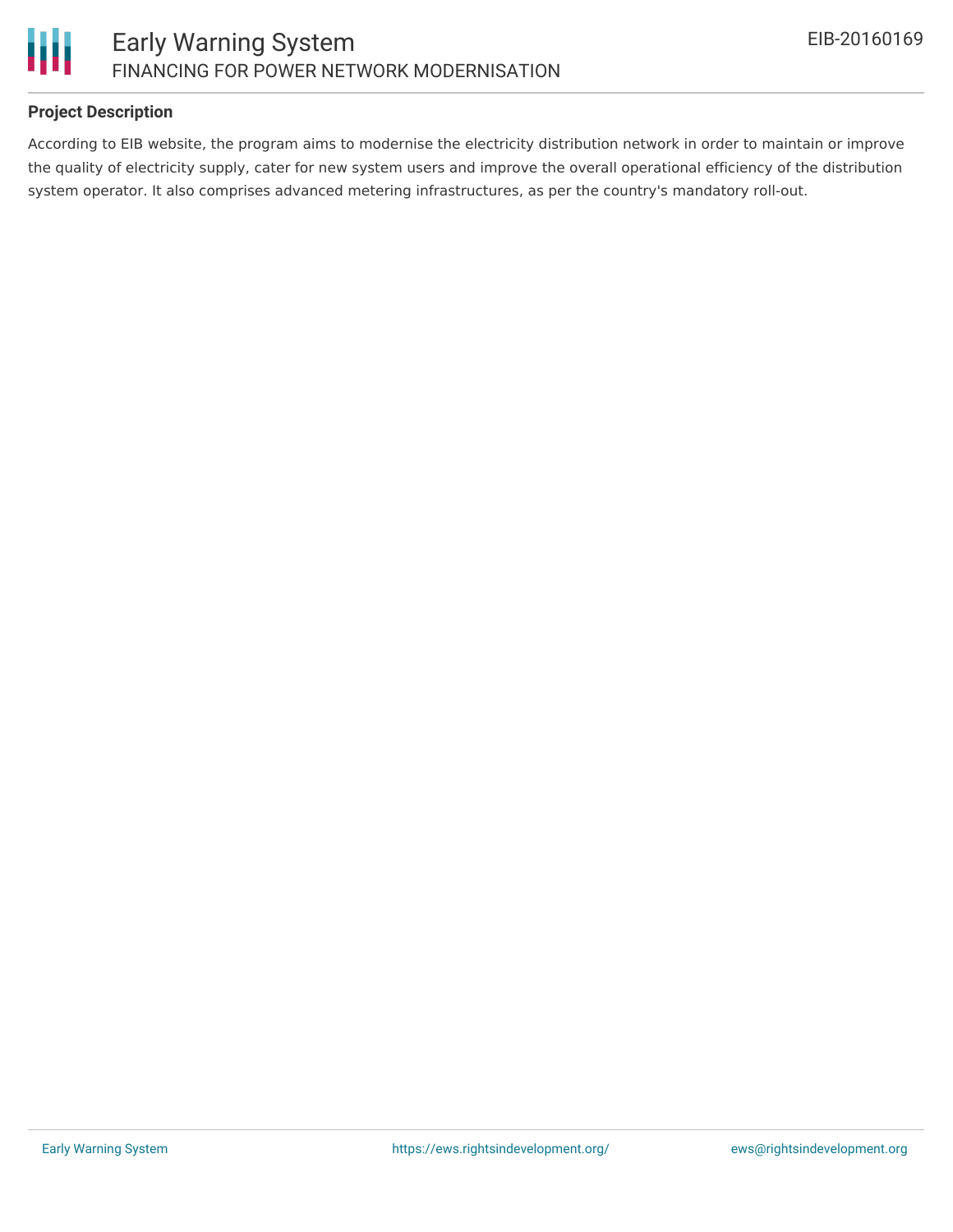## Project Description

According to EIB website, the program aims to modernise the electricity distribution network in order to maintain or improve the quality of electricity supply, cater for new system users and improve the overall operational efficiency of the distribution system operator. It also comprises advanced metering infrastructures, as per the country's mandatory roll-out.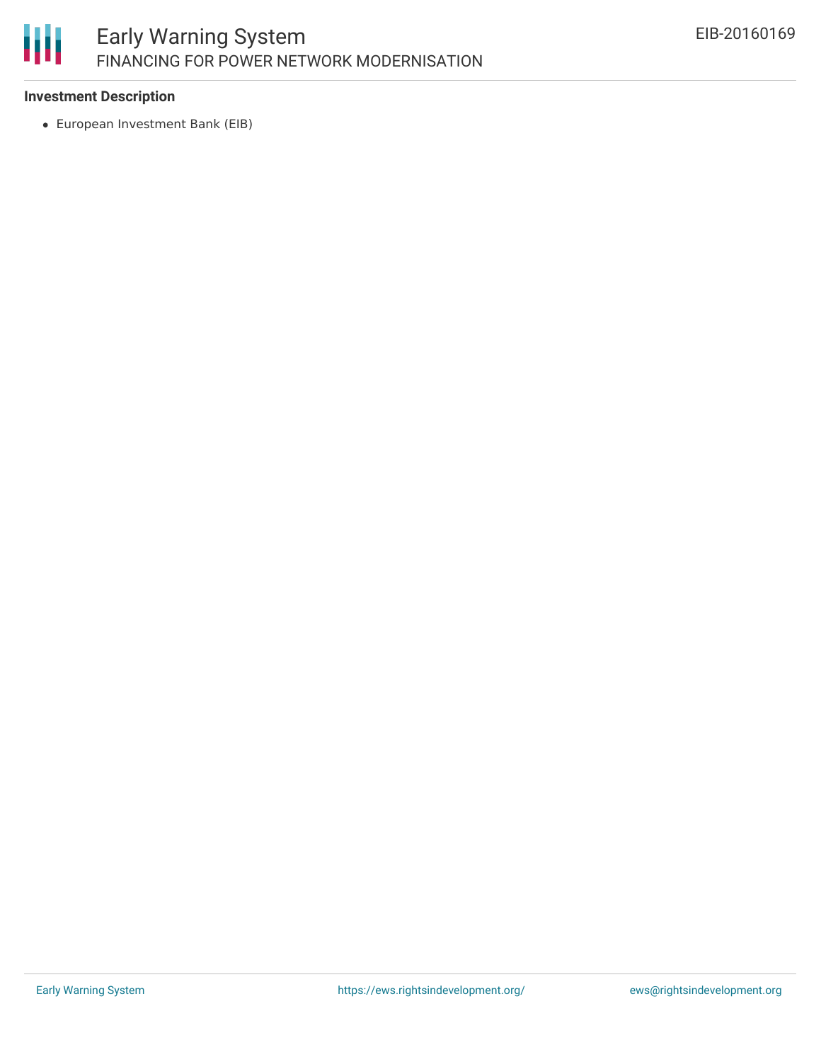**Investment Description**

- European Investment Bank (EIB)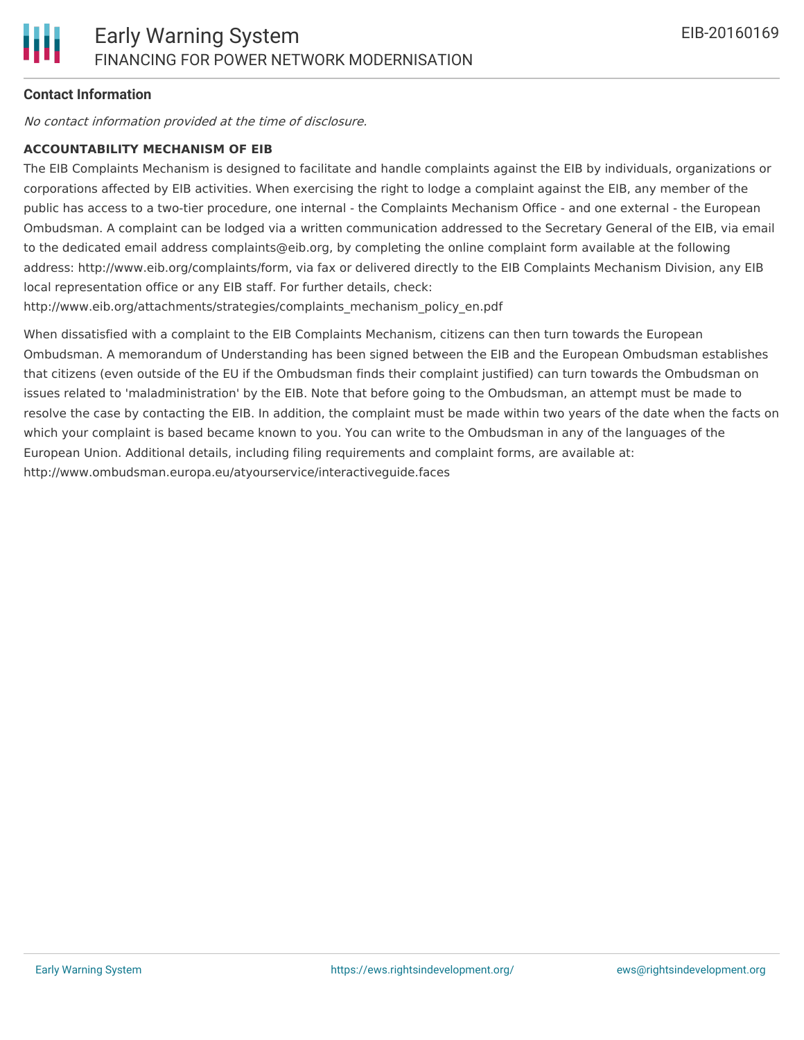**Contact Information**

*No contact information provided at the time of disclosure.*

**ACCOUNTABILITY MECHANISM OF EIB**

The EIB Complaints Mechanism is designed to facilitate and handle complaints against the EIB by individuals, organizations or corporations affected by EIB activities. When exercising the right to lodge a complaint against the EIB, any member of the public has access to a two-tier procedure, one internal - the Complaints Mechanism Office - and one external - the European Ombudsman. A complaint can be lodged via a written communication addressed to the Secretary General of the EIB, via email to the dedicated email address complaints@eib.org, by completing the online complaint form available at the following address: http://www.eib.org/complaints/form, via fax or delivered directly to the EIB Complaints Mechanism Division, any EIB local representation office or any EIB staff. For further details, check: http://www.eib.org/attachments/strategies/complaints_mechanism_policy_en.pdf

When dissatisfied with a complaint to the EIB Complaints Mechanism, citizens can then turn towards the European Ombudsman. A memorandum of Understanding has been signed between the EIB and the European Ombudsman establishes that citizens (even outside of the EU if the Ombudsman finds their complaint justified) can turn towards the Ombudsman on issues related to 'maladministration' by the EIB. Note that before going to the Ombudsman, an attempt must be made to resolve the case by contacting the EIB. In addition, the complaint must be made within two years of the date when the facts on which your complaint is based became known to you. You can write to the Ombudsman in any of the languages of the European Union. Additional details, including filing requirements and complaint forms, are available at: http://www.ombudsman.europa.eu/atyourservice/interactiveguide.faces